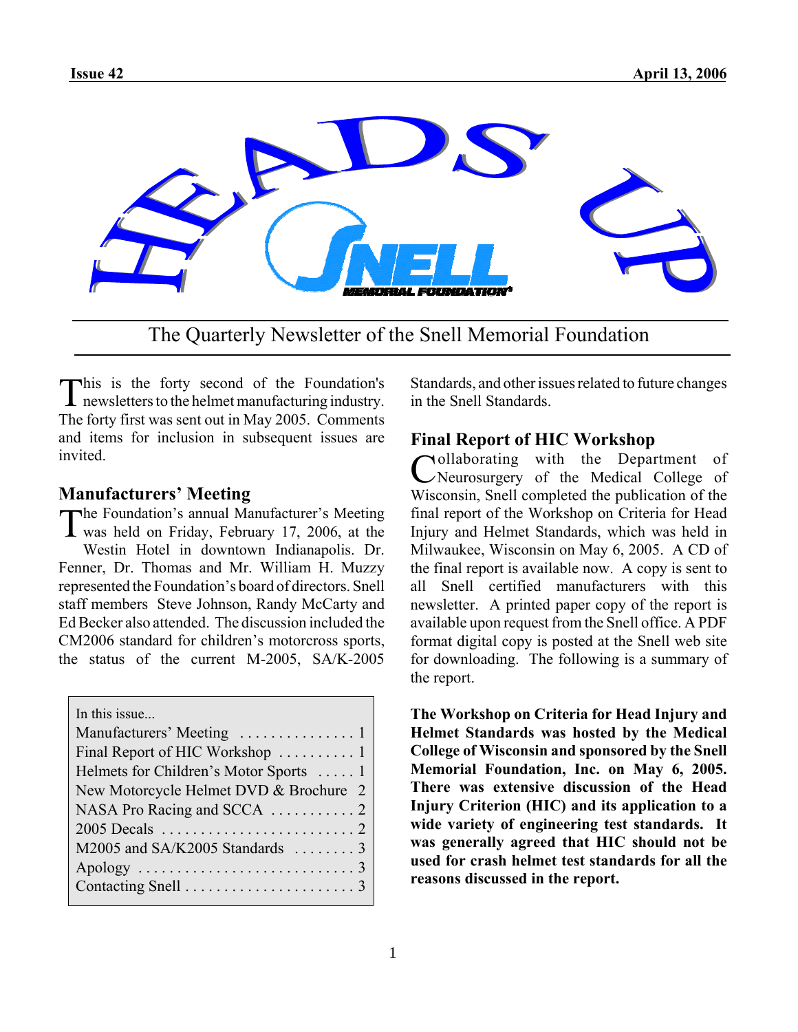# HEADS UP

## The Quarterly Newsletter of the Snell Memorial Foundation

This is the forty second of the Foundation's newsletters to the helmet manufacturing industry. The forty first was sent out in May 2005. Comments and items for inclusion in subsequent issues are invited.

### Manufacturers' Meeting

The Foundation's annual Manufacturer's Meeting was held on Friday, February 17, 2006, at the Westin Hotel in downtown Indianapolis. Dr. Fenner, Dr. Thomas and Mr. William H. Muzzy represented the Foundation's board of directors. Snell staff members Steve Johnson, Randy McCarty and Ed Becker also attended. The discussion included the CM2006 standard for children's motorcross sports, the status of the current M-2005, SA/K-2005 Standards, and other issues related to future changes in the Snell Standards.

In this issue...

- Manufacturers' Meeting ............... 1
- Final Report of HIC Workshop .......... 1
- Helmets for Children's Motor Sports ..... 1
- New Motorcycle Helmet DVD & Brochure 2
- NASA Pro Racing and SCCA ........... 2
- 2005 Decals ......................... 2
- M2005 and SA/K2005 Standards ........ 3
- Apology ............................ 3
- Contacting Snell ...................... 3

### Final Report of HIC Workshop

Collaborating with the Department of Neurosurgery of the Medical College of Wisconsin, Snell completed the publication of the final report of the Workshop on Criteria for Head Injury and Helmet Standards, which was held in Milwaukee, Wisconsin on May 6, 2005. A CD of the final report is available now. A copy is sent to all Snell certified manufacturers with this newsletter. A printed paper copy of the report is available upon request from the Snell office. A PDF format digital copy is posted at the Snell web site for downloading. The following is a summary of the report.

**The Workshop on Criteria for Head Injury and Helmet Standards was hosted by the Medical College of Wisconsin and sponsored by the Snell Memorial Foundation, Inc. on May 6, 2005. There was extensive discussion of the Head Injury Criterion (HIC) and its application to a wide variety of engineering test standards. It was generally agreed that HIC should not be used for crash helmet test standards for all the reasons discussed in the report.**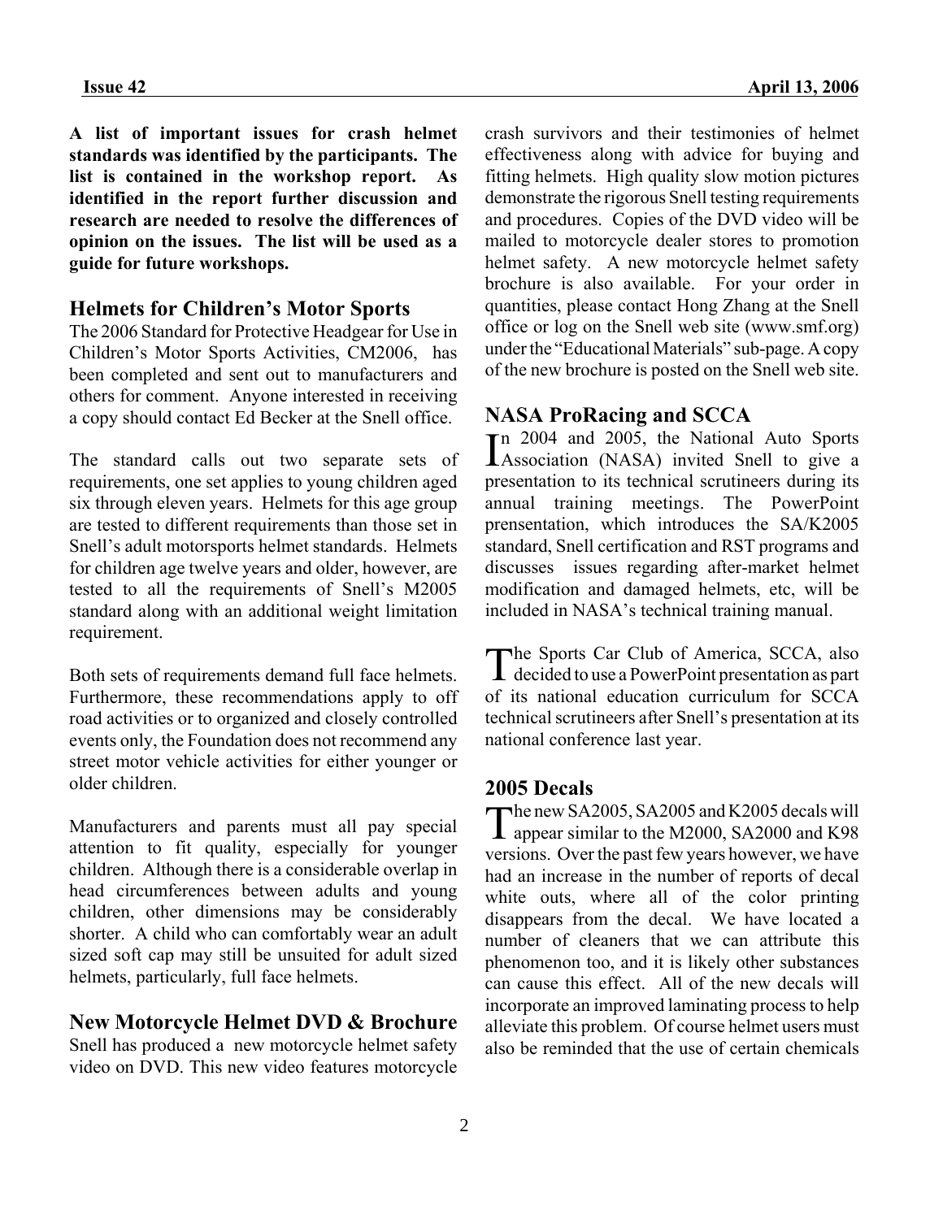**A list of important issues for crash helmet standards was identified by the participants. The list is contained in the workshop report. As identified in the report further discussion and research are needed to resolve the differences of opinion on the issues. The list will be used as a guide for future workshops.**

## Helmets for Children's Motor Sports

The 2006 Standard for Protective Headgear for Use in Children's Motor Sports Activities, CM2006, has been completed and sent out to manufacturers and others for comment. Anyone interested in receiving a copy should contact Ed Becker at the Snell office.

The standard calls out two separate sets of requirements, one set applies to young children aged six through eleven years. Helmets for this age group are tested to different requirements than those set in Snell's adult motorsports helmet standards. Helmets for children age twelve years and older, however, are tested to all the requirements of Snell's M2005 standard along with an additional weight limitation requirement.

Both sets of requirements demand full face helmets. Furthermore, these recommendations apply to off road activities or to organized and closely controlled events only, the Foundation does not recommend any street motor vehicle activities for either younger or older children.

Manufacturers and parents must all pay special attention to fit quality, especially for younger children. Although there is a considerable overlap in head circumferences between adults and young children, other dimensions may be considerably shorter. A child who can comfortably wear an adult sized soft cap may still be unsuited for adult sized helmets, particularly, full face helmets.

## New Motorcycle Helmet DVD & Brochure

Snell has produced a new motorcycle helmet safety video on DVD. This new video features motorcycle crash survivors and their testimonies of helmet effectiveness along with advice for buying and fitting helmets. High quality slow motion pictures demonstrate the rigorous Snell testing requirements and procedures. Copies of the DVD video will be mailed to motorcycle dealer stores to promotion helmet safety. A new motorcycle helmet safety brochure is also available. For your order in quantities, please contact Hong Zhang at the Snell office or log on the Snell web site (www.smf.org) under the "Educational Materials" sub-page. A copy of the new brochure is posted on the Snell web site.

## NASA ProRacing and SCCA

In 2004 and 2005, the National Auto Sports Association (NASA) invited Snell to give a presentation to its technical scrutineers during its annual training meetings. The PowerPoint prensentation, which introduces the SA/K2005 standard, Snell certification and RST programs and discusses issues regarding after-market helmet modification and damaged helmets, etc, will be included in NASA's technical training manual.

The Sports Car Club of America, SCCA, also decided to use a PowerPoint presentation as part of its national education curriculum for SCCA technical scrutineers after Snell's presentation at its national conference last year.

## 2005 Decals

The new SA2005, SA2005 and K2005 decals will appear similar to the M2000, SA2000 and K98 versions. Over the past few years however, we have had an increase in the number of reports of decal white outs, where all of the color printing disappears from the decal. We have located a number of cleaners that we can attribute this phenomenon too, and it is likely other substances can cause this effect. All of the new decals will incorporate an improved laminating process to help alleviate this problem. Of course helmet users must also be reminded that the use of certain chemicals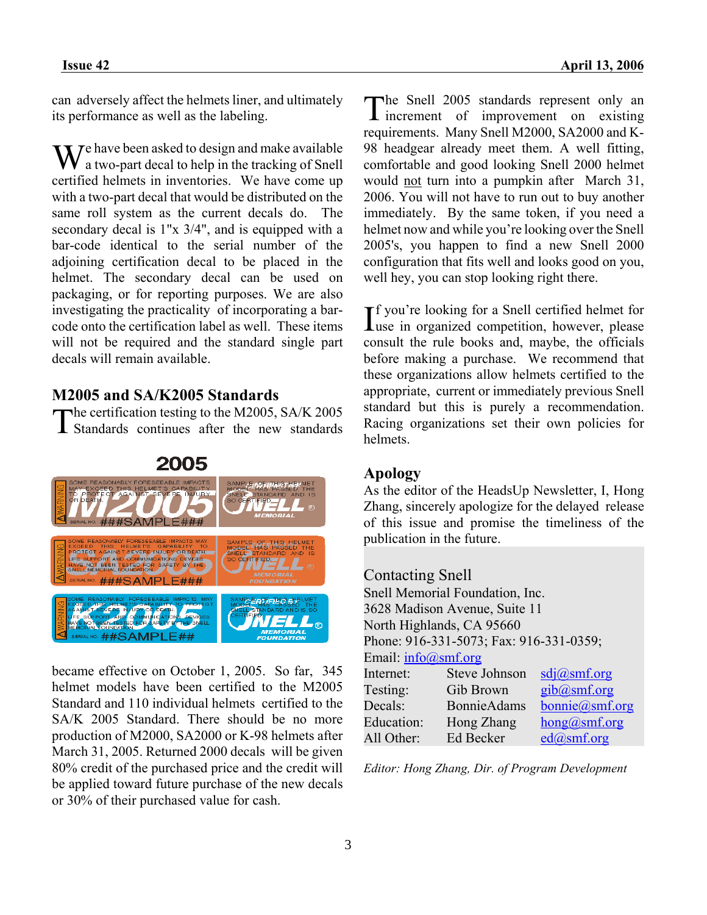can adversely affect the helmets liner, and ultimately its performance as well as the labeling.

We have been asked to design and make available a two-part decal to help in the tracking of Snell certified helmets in inventories. We have come up with a two-part decal that would be distributed on the same roll system as the current decals do. The secondary decal is 1"x 3/4", and is equipped with a bar-code identical to the serial number of the adjoining certification decal to be placed in the helmet. The secondary decal can be used on packaging, or for reporting purposes. We are also investigating the practicality of incorporating a bar-code onto the certification label as well. These items will not be required and the standard single part decals will remain available.

## M2005 and SA/K2005 Standards

The certification testing to the M2005, SA/K 2005 Standards continues after the new standards became effective on October 1, 2005. So far, 345 helmet models have been certified to the M2005 Standard and 110 individual helmets certified to the SA/K 2005 Standard. There should be no more production of M2000, SA2000 or K-98 helmets after March 31, 2005. Returned 2000 decals will be given 80% credit of the purchased price and the credit will be applied toward future purchase of the new decals or 30% of their purchased value for cash.

The Snell 2005 standards represent only an increment of improvement on existing requirements. Many Snell M2000, SA2000 and K-98 headgear already meet them. A well fitting, comfortable and good looking Snell 2000 helmet would not turn into a pumpkin after March 31, 2006. You will not have to run out to buy another immediately. By the same token, if you need a helmet now and while you're looking over the Snell 2005's, you happen to find a new Snell 2000 configuration that fits well and looks good on you, well hey, you can stop looking right there.

If you're looking for a Snell certified helmet for use in organized competition, however, please consult the rule books and, maybe, the officials before making a purchase. We recommend that these organizations allow helmets certified to the appropriate, current or immediately previous Snell standard but this is purely a recommendation. Racing organizations set their own policies for helmets.

## Apology

As the editor of the HeadsUp Newsletter, I, Hong Zhang, sincerely apologize for the delayed release of this issue and promise the timeliness of the publication in the future.

## Contacting Snell

Snell Memorial Foundation, Inc.
3628 Madison Avenue, Suite 11
North Highlands, CA 95660
Phone: 916-331-5073; Fax: 916-331-0359;
Email: info@smf.org

| | | |
|---|---|---|
| Internet: | Steve Johnson | sdj@smf.org |
| Testing: | Gib Brown | gib@smf.org |
| Decals: | BonnieAdams | bonnie@smf.org |
| Education: | Hong Zhang | hong@smf.org |
| All Other: | Ed Becker | ed@smf.org |

*Editor: Hong Zhang, Dir. of Program Development*